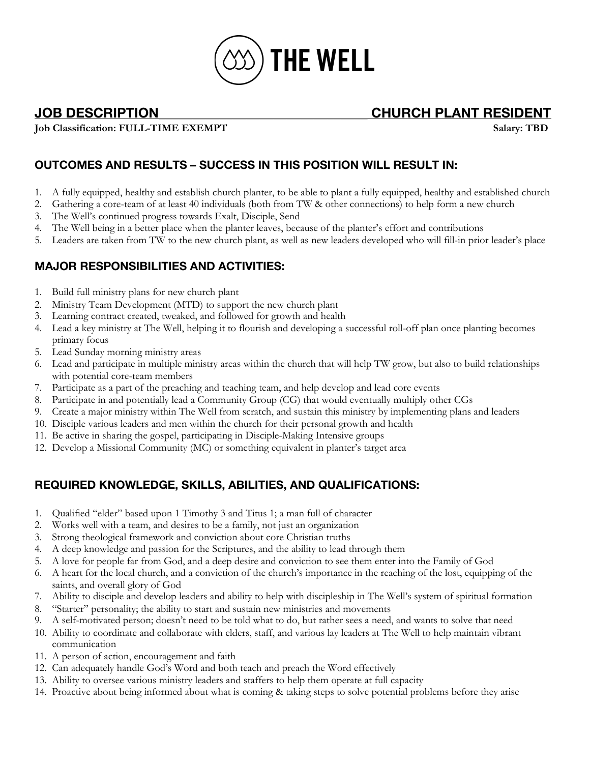# THE WELL

## JOB DESCRIPTION — CHURCH PLANT RESIDENT

**Job Classification: FULL-TIME EXEMPT** **Salary: TBD**

### OUTCOMES AND RESULTS – SUCCESS IN THIS POSITION WILL RESULT IN:

1. A fully equipped, healthy and establish church planter, to be able to plant a fully equipped, healthy and established church
2. Gathering a core-team of at least 40 individuals (both from TW & other connections) to help form a new church
3. The Well's continued progress towards Exalt, Disciple, Send
4. The Well being in a better place when the planter leaves, because of the planter's effort and contributions
5. Leaders are taken from TW to the new church plant, as well as new leaders developed who will fill-in prior leader's place

### MAJOR RESPONSIBILITIES AND ACTIVITIES:

1. Build full ministry plans for new church plant
2. Ministry Team Development (MTD) to support the new church plant
3. Learning contract created, tweaked, and followed for growth and health
4. Lead a key ministry at The Well, helping it to flourish and developing a successful roll-off plan once planting becomes primary focus
5. Lead Sunday morning ministry areas
6. Lead and participate in multiple ministry areas within the church that will help TW grow, but also to build relationships with potential core-team members
7. Participate as a part of the preaching and teaching team, and help develop and lead core events
8. Participate in and potentially lead a Community Group (CG) that would eventually multiply other CGs
9. Create a major ministry within The Well from scratch, and sustain this ministry by implementing plans and leaders
10. Disciple various leaders and men within the church for their personal growth and health
11. Be active in sharing the gospel, participating in Disciple-Making Intensive groups
12. Develop a Missional Community (MC) or something equivalent in planter's target area

### REQUIRED KNOWLEDGE, SKILLS, ABILITIES, AND QUALIFICATIONS:

1. Qualified "elder" based upon 1 Timothy 3 and Titus 1; a man full of character
2. Works well with a team, and desires to be a family, not just an organization
3. Strong theological framework and conviction about core Christian truths
4. A deep knowledge and passion for the Scriptures, and the ability to lead through them
5. A love for people far from God, and a deep desire and conviction to see them enter into the Family of God
6. A heart for the local church, and a conviction of the church's importance in the reaching of the lost, equipping of the saints, and overall glory of God
7. Ability to disciple and develop leaders and ability to help with discipleship in The Well's system of spiritual formation
8. "Starter" personality; the ability to start and sustain new ministries and movements
9. A self-motivated person; doesn't need to be told what to do, but rather sees a need, and wants to solve that need
10. Ability to coordinate and collaborate with elders, staff, and various lay leaders at The Well to help maintain vibrant communication
11. A person of action, encouragement and faith
12. Can adequately handle God's Word and both teach and preach the Word effectively
13. Ability to oversee various ministry leaders and staffers to help them operate at full capacity
14. Proactive about being informed about what is coming & taking steps to solve potential problems before they arise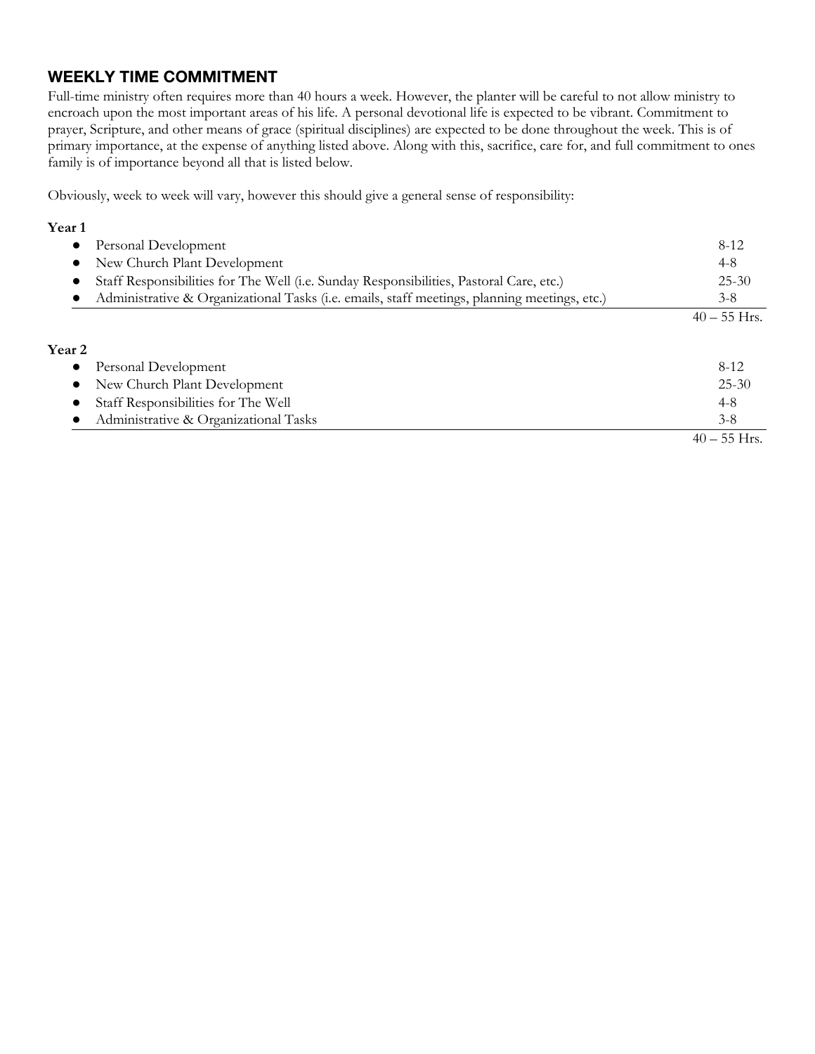## WEEKLY TIME COMMITMENT

Full-time ministry often requires more than 40 hours a week. However, the planter will be careful to not allow ministry to encroach upon the most important areas of his life. A personal devotional life is expected to be vibrant. Commitment to prayer, Scripture, and other means of grace (spiritual disciplines) are expected to be done throughout the week. This is of primary importance, at the expense of anything listed above. Along with this, sacrifice, care for, and full commitment to ones family is of importance beyond all that is listed below.

Obviously, week to week will vary, however this should give a general sense of responsibility:

**Year 1**

| | |
|---|---|
| • Personal Development | 8-12 |
| • New Church Plant Development | 4-8 |
| • Staff Responsibilities for The Well (i.e. Sunday Responsibilities, Pastoral Care, etc.) | 25-30 |
| • Administrative & Organizational Tasks (i.e. emails, staff meetings, planning meetings, etc.) | 3-8 |
| | 40 – 55 Hrs. |

**Year 2**

| | |
|---|---|
| • Personal Development | 8-12 |
| • New Church Plant Development | 25-30 |
| • Staff Responsibilities for The Well | 4-8 |
| • Administrative & Organizational Tasks | 3-8 |
| | 40 – 55 Hrs. |